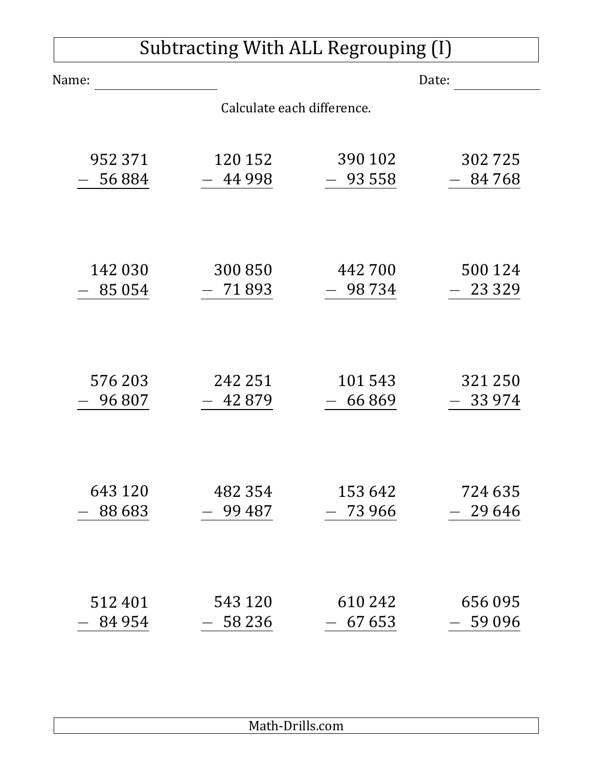# Subtracting With ALL Regrouping (I)

Name: \_\_\_\_\_\_\_\_\_\_\_\_\_\_\_\_ Date: \_\_\_\_\_\_\_\_\_\_\_\_

Calculate each difference.

$$\begin{array}{r} 952\,371 \\ -\ \ 56\,884 \\ \hline \end{array} \qquad \begin{array}{r} 120\,152 \\ -\ \ 44\,998 \\ \hline \end{array} \qquad \begin{array}{r} 390\,102 \\ -\ \ 93\,558 \\ \hline \end{array} \qquad \begin{array}{r} 302\,725 \\ -\ \ 84\,768 \\ \hline \end{array}$$

$$\begin{array}{r} 142\,030 \\ -\ \ 85\,054 \\ \hline \end{array} \qquad \begin{array}{r} 300\,850 \\ -\ \ 71\,893 \\ \hline \end{array} \qquad \begin{array}{r} 442\,700 \\ -\ \ 98\,734 \\ \hline \end{array} \qquad \begin{array}{r} 500\,124 \\ -\ \ 23\,329 \\ \hline \end{array}$$

$$\begin{array}{r} 576\,203 \\ -\ \ 96\,807 \\ \hline \end{array} \qquad \begin{array}{r} 242\,251 \\ -\ \ 42\,879 \\ \hline \end{array} \qquad \begin{array}{r} 101\,543 \\ -\ \ 66\,869 \\ \hline \end{array} \qquad \begin{array}{r} 321\,250 \\ -\ \ 33\,974 \\ \hline \end{array}$$

$$\begin{array}{r} 643\,120 \\ -\ \ 88\,683 \\ \hline \end{array} \qquad \begin{array}{r} 482\,354 \\ -\ \ 99\,487 \\ \hline \end{array} \qquad \begin{array}{r} 153\,642 \\ -\ \ 73\,966 \\ \hline \end{array} \qquad \begin{array}{r} 724\,635 \\ -\ \ 29\,646 \\ \hline \end{array}$$

$$\begin{array}{r} 512\,401 \\ -\ \ 84\,954 \\ \hline \end{array} \qquad \begin{array}{r} 543\,120 \\ -\ \ 58\,236 \\ \hline \end{array} \qquad \begin{array}{r} 610\,242 \\ -\ \ 67\,653 \\ \hline \end{array} \qquad \begin{array}{r} 656\,095 \\ -\ \ 59\,096 \\ \hline \end{array}$$

Math-Drills.com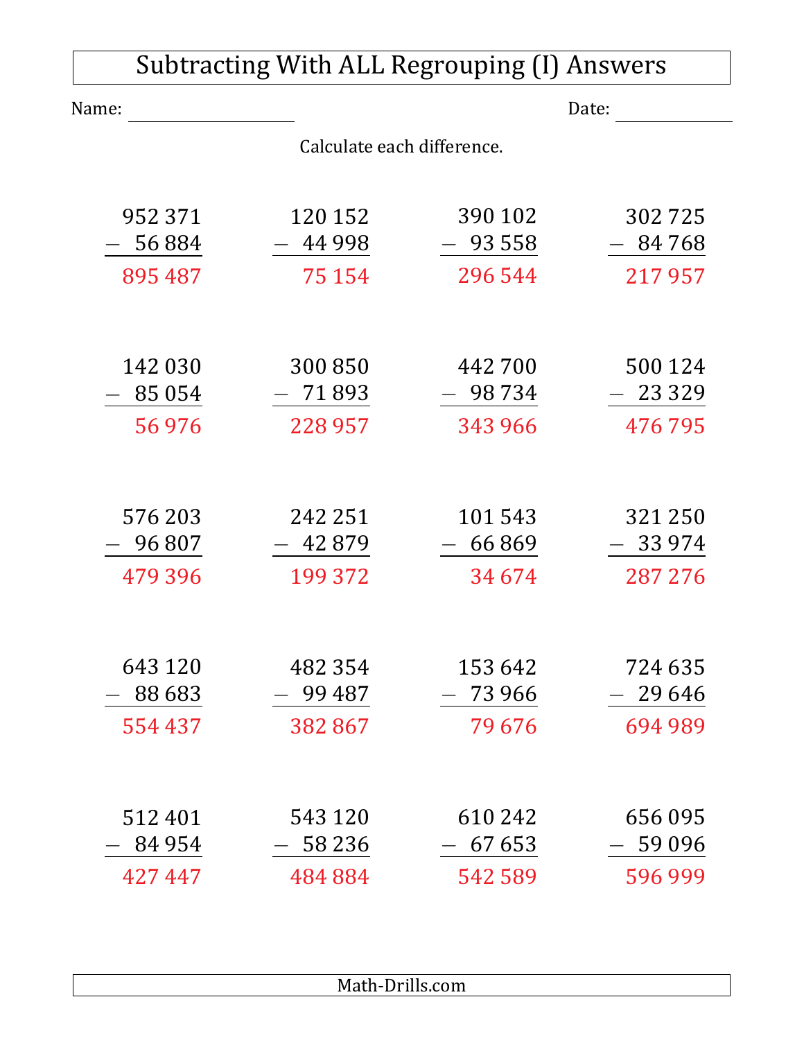# Subtracting With ALL Regrouping (I) Answers

Name: ____________________ Date: ______________

Calculate each difference.

| | | | |
|---|---|---|---|
| 952 371 − 56 884 = 895 487 | 120 152 − 44 998 = 75 154 | 390 102 − 93 558 = 296 544 | 302 725 − 84 768 = 217 957 |
| 142 030 − 85 054 = 56 976 | 300 850 − 71 893 = 228 957 | 442 700 − 98 734 = 343 966 | 500 124 − 23 329 = 476 795 |
| 576 203 − 96 807 = 479 396 | 242 251 − 42 879 = 199 372 | 101 543 − 66 869 = 34 674 | 321 250 − 33 974 = 287 276 |
| 643 120 − 88 683 = 554 437 | 482 354 − 99 487 = 382 867 | 153 642 − 73 966 = 79 676 | 724 635 − 29 646 = 694 989 |
| 512 401 − 84 954 = 427 447 | 543 120 − 58 236 = 484 884 | 610 242 − 67 653 = 542 589 | 656 095 − 59 096 = 596 999 |

Math-Drills.com